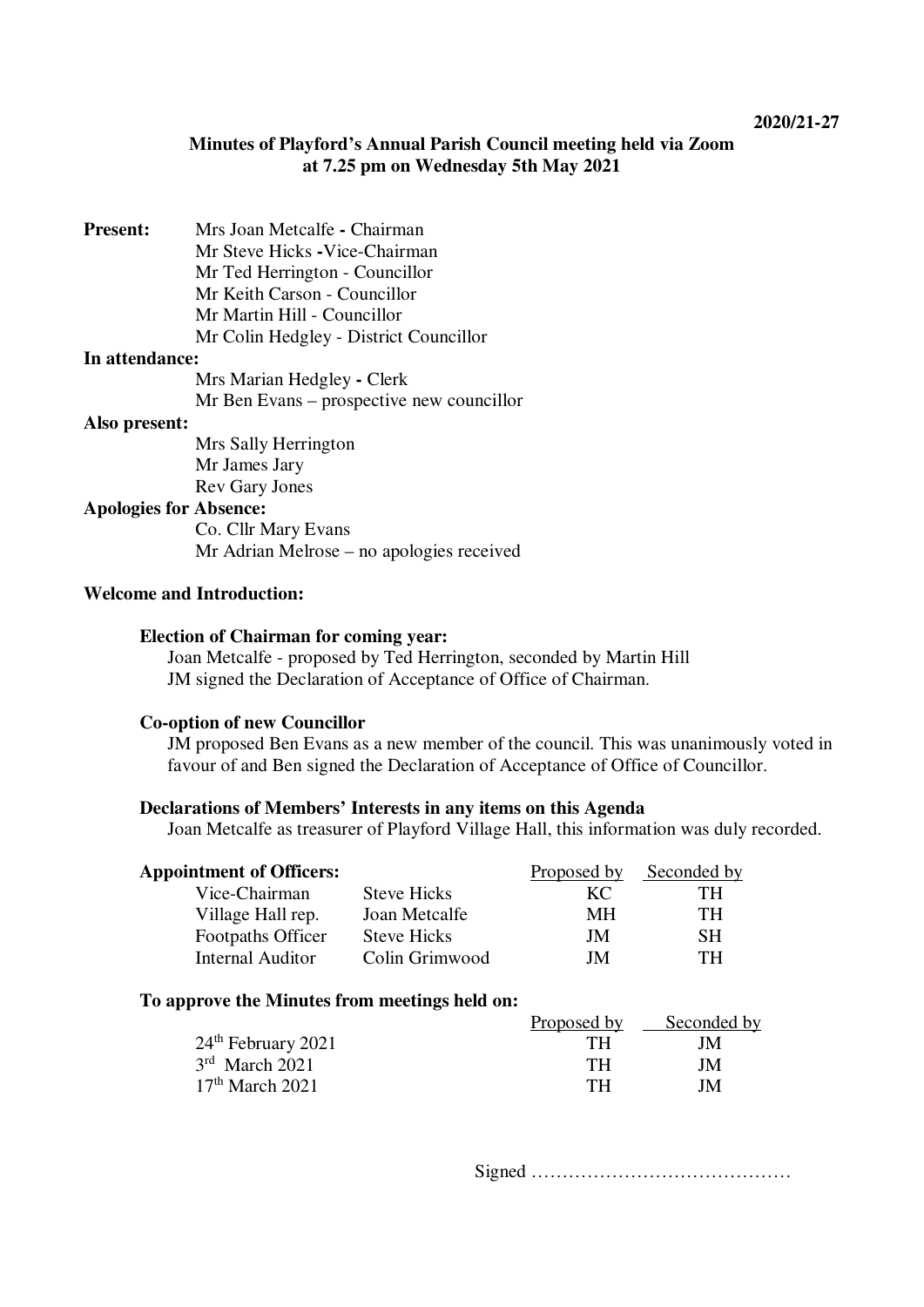**2020/21-27**

# Minutes of Playford's Annual Parish Council meeting held via Zoom at 7.25 pm on Wednesday 5th May 2021

**Present:**
Mrs Joan Metcalfe **-** Chairman
Mr Steve Hicks **-**Vice-Chairman
Mr Ted Herrington - Councillor
Mr Keith Carson - Councillor
Mr Martin Hill - Councillor
Mr Colin Hedgley - District Councillor

**In attendance:**
Mrs Marian Hedgley **-** Clerk
Mr Ben Evans – prospective new councillor

**Also present:**
Mrs Sally Herrington
Mr James Jary
Rev Gary Jones

**Apologies for Absence:**
Co. Cllr Mary Evans
Mr Adrian Melrose – no apologies received

**Welcome and Introduction:**

**Election of Chairman for coming year:**
Joan Metcalfe - proposed by Ted Herrington, seconded by Martin Hill
JM signed the Declaration of Acceptance of Office of Chairman.

**Co-option of new Councillor**
JM proposed Ben Evans as a new member of the council. This was unanimously voted in favour of and Ben signed the Declaration of Acceptance of Office of Councillor.

**Declarations of Members' Interests in any items on this Agenda**
Joan Metcalfe as treasurer of Playford Village Hall, this information was duly recorded.

**Appointment of Officers:**

| | | Proposed by | Seconded by |
|---|---|---|---|
| Vice-Chairman | Steve Hicks | KC | TH |
| Village Hall rep. | Joan Metcalfe | MH | TH |
| Footpaths Officer | Steve Hicks | JM | SH |
| Internal Auditor | Colin Grimwood | JM | TH |

**To approve the Minutes from meetings held on:**

| | Proposed by | Seconded by |
|---|---|---|
| 24th February 2021 | TH | JM |
| 3rd March 2021 | TH | JM |
| 17th March 2021 | TH | JM |

Signed ……………………………………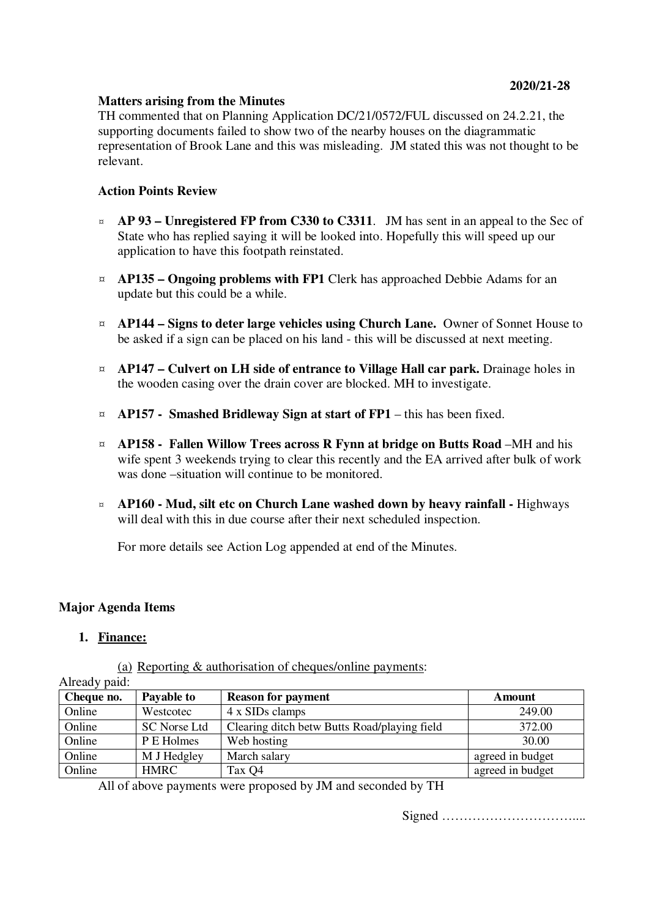2020/21-28

**Matters arising from the Minutes**

TH commented that on Planning Application DC/21/0572/FUL discussed on 24.2.21, the supporting documents failed to show two of the nearby houses on the diagrammatic representation of Brook Lane and this was misleading. JM stated this was not thought to be relevant.

**Action Points Review**

- **AP 93 – Unregistered FP from C330 to C3311**. JM has sent in an appeal to the Sec of State who has replied saying it will be looked into. Hopefully this will speed up our application to have this footpath reinstated.
- **AP135 – Ongoing problems with FP1** Clerk has approached Debbie Adams for an update but this could be a while.
- **AP144 – Signs to deter large vehicles using Church Lane.** Owner of Sonnet House to be asked if a sign can be placed on his land - this will be discussed at next meeting.
- **AP147 – Culvert on LH side of entrance to Village Hall car park.** Drainage holes in the wooden casing over the drain cover are blocked. MH to investigate.
- **AP157 - Smashed Bridleway Sign at start of FP1** – this has been fixed.
- **AP158 - Fallen Willow Trees across R Fynn at bridge on Butts Road** –MH and his wife spent 3 weekends trying to clear this recently and the EA arrived after bulk of work was done –situation will continue to be monitored.
- **AP160 - Mud, silt etc on Church Lane washed down by heavy rainfall -** Highways will deal with this in due course after their next scheduled inspection.

For more details see Action Log appended at end of the Minutes.

**Major Agenda Items**

1. **Finance:**

(a) Reporting & authorisation of cheques/online payments:

Already paid:

| Cheque no. | Payable to | Reason for payment | Amount |
|---|---|---|---|
| Online | Westcotec | 4 x SIDs clamps | 249.00 |
| Online | SC Norse Ltd | Clearing ditch betw Butts Road/playing field | 372.00 |
| Online | P E Holmes | Web hosting | 30.00 |
| Online | M J Hedgley | March salary | agreed in budget |
| Online | HMRC | Tax Q4 | agreed in budget |

All of above payments were proposed by JM and seconded by TH

Signed …………………………....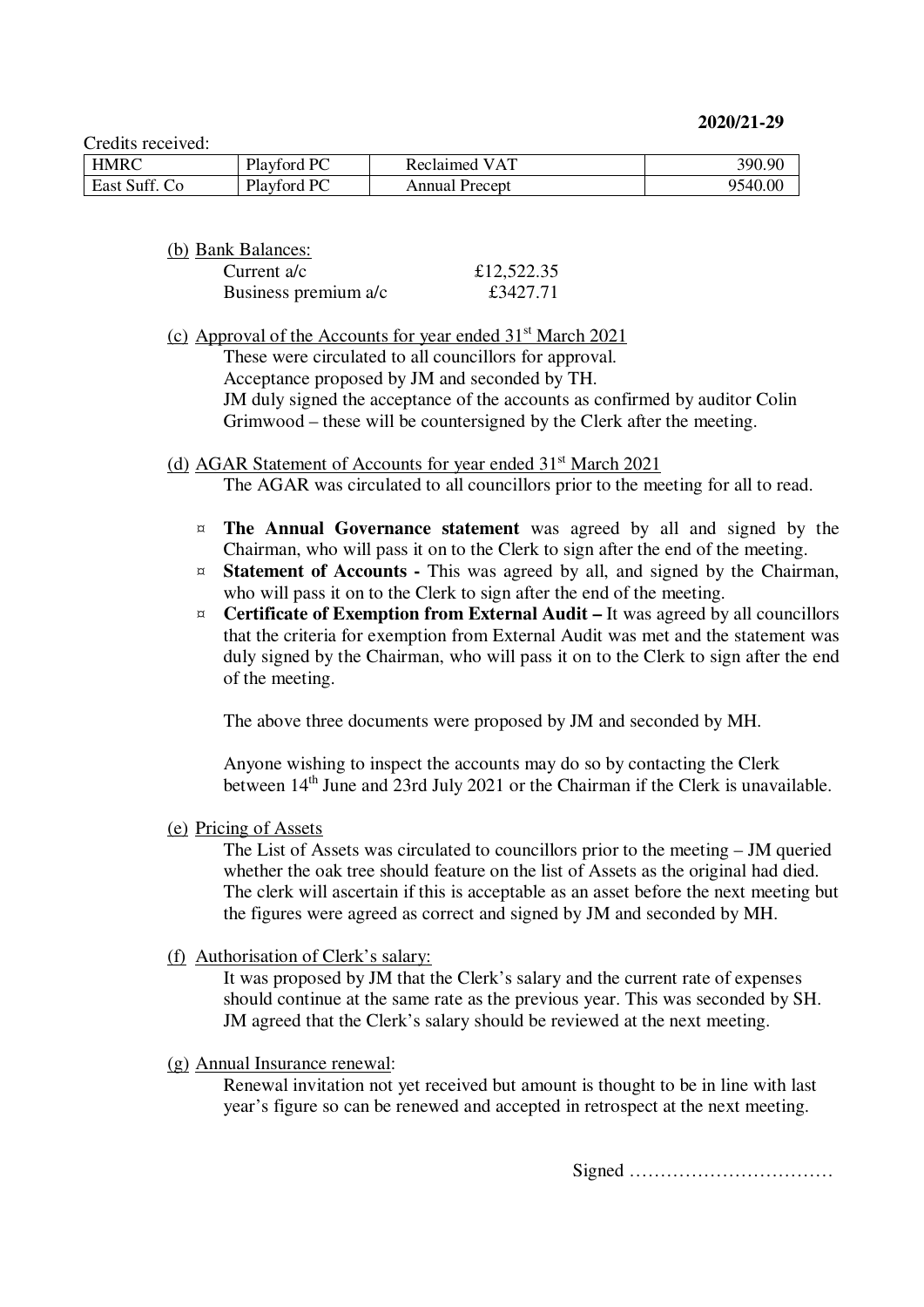**2020/21-29**

Credits received:

| HMRC | Playford PC | Reclaimed VAT | 390.90 |
|---|---|---|---|
| East Suff. Co | Playford PC | Annual Precept | 9540.00 |

(b) Bank Balances:

| | |
|---|---|
| Current a/c | £12,522.35 |
| Business premium a/c | £3427.71 |

(c) Approval of the Accounts for year ended 31st March 2021

These were circulated to all councillors for approval.
Acceptance proposed by JM and seconded by TH.
JM duly signed the acceptance of the accounts as confirmed by auditor Colin Grimwood – these will be countersigned by the Clerk after the meeting.

(d) AGAR Statement of Accounts for year ended 31st March 2021

The AGAR was circulated to all councillors prior to the meeting for all to read.

- **The Annual Governance statement** was agreed by all and signed by the Chairman, who will pass it on to the Clerk to sign after the end of the meeting.
- **Statement of Accounts -** This was agreed by all, and signed by the Chairman, who will pass it on to the Clerk to sign after the end of the meeting.
- **Certificate of Exemption from External Audit –** It was agreed by all councillors that the criteria for exemption from External Audit was met and the statement was duly signed by the Chairman, who will pass it on to the Clerk to sign after the end of the meeting.

The above three documents were proposed by JM and seconded by MH.

Anyone wishing to inspect the accounts may do so by contacting the Clerk between 14th June and 23rd July 2021 or the Chairman if the Clerk is unavailable.

(e) Pricing of Assets

The List of Assets was circulated to councillors prior to the meeting – JM queried whether the oak tree should feature on the list of Assets as the original had died. The clerk will ascertain if this is acceptable as an asset before the next meeting but the figures were agreed as correct and signed by JM and seconded by MH.

(f) Authorisation of Clerk's salary:

It was proposed by JM that the Clerk's salary and the current rate of expenses should continue at the same rate as the previous year. This was seconded by SH. JM agreed that the Clerk's salary should be reviewed at the next meeting.

(g) Annual Insurance renewal:

Renewal invitation not yet received but amount is thought to be in line with last year's figure so can be renewed and accepted in retrospect at the next meeting.

Signed ……………………………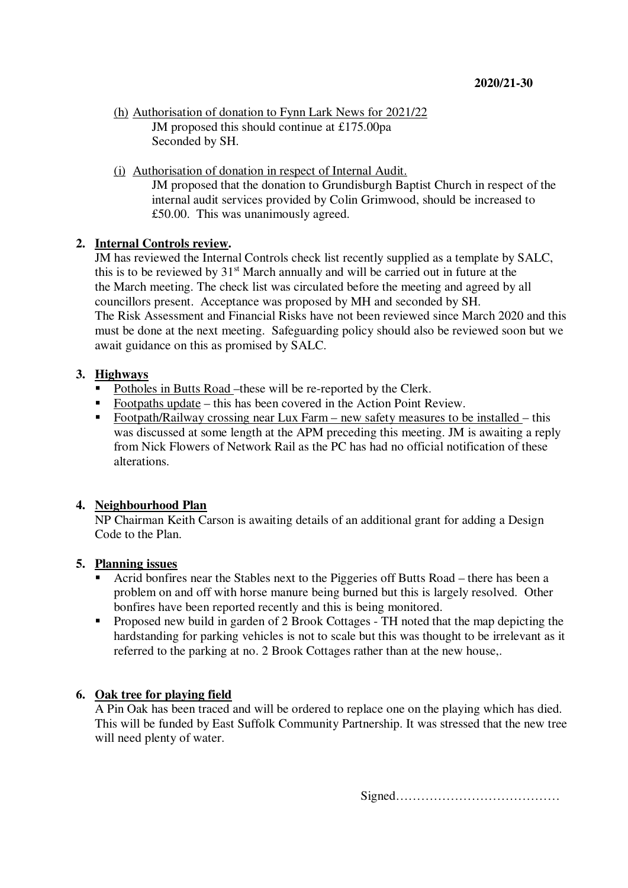**2020/21-30**

(h) <u>Authorisation of donation to Fynn Lark News for 2021/22</u>
JM proposed this should continue at £175.00pa
Seconded by SH.

(i) <u>Authorisation of donation in respect of Internal Audit.</u>
JM proposed that the donation to Grundisburgh Baptist Church in respect of the internal audit services provided by Colin Grimwood, should be increased to £50.00. This was unanimously agreed.

**2. <u>Internal Controls review</u>.**
JM has reviewed the Internal Controls check list recently supplied as a template by SALC, this is to be reviewed by 31st March annually and will be carried out in future at the March meeting. The check list was circulated before the meeting and agreed by all councillors present. Acceptance was proposed by MH and seconded by SH.
The Risk Assessment and Financial Risks have not been reviewed since March 2020 and this must be done at the next meeting. Safeguarding policy should also be reviewed soon but we await guidance on this as promised by SALC.

**3. <u>Highways</u>**

- <u>Potholes in Butts Road</u> –these will be re-reported by the Clerk.
- <u>Footpaths update</u> – this has been covered in the Action Point Review.
- <u>Footpath/Railway crossing near Lux Farm – new safety measures to be installed</u> – this was discussed at some length at the APM preceding this meeting. JM is awaiting a reply from Nick Flowers of Network Rail as the PC has had no official notification of these alterations.

**4. <u>Neighbourhood Plan</u>**
NP Chairman Keith Carson is awaiting details of an additional grant for adding a Design Code to the Plan.

**5. <u>Planning issues</u>**

- Acrid bonfires near the Stables next to the Piggeries off Butts Road – there has been a problem on and off with horse manure being burned but this is largely resolved. Other bonfires have been reported recently and this is being monitored.
- Proposed new build in garden of 2 Brook Cottages - TH noted that the map depicting the hardstanding for parking vehicles is not to scale but this was thought to be irrelevant as it referred to the parking at no. 2 Brook Cottages rather than at the new house,.

**6. <u>Oak tree for playing field</u>**
A Pin Oak has been traced and will be ordered to replace one on the playing which has died. This will be funded by East Suffolk Community Partnership. It was stressed that the new tree will need plenty of water.

Signed…………………………………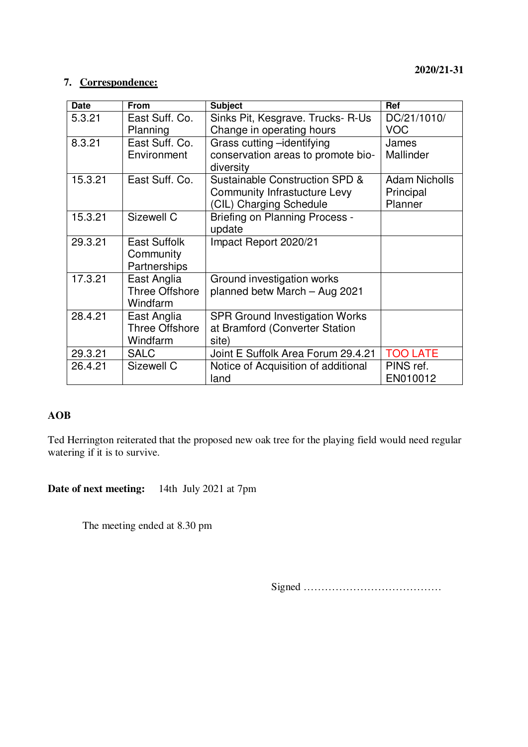2020/21-31

## 7. Correspondence:

| Date | From | Subject | Ref |
|---|---|---|---|
| 5.3.21 | East Suff. Co. Planning | Sinks Pit, Kesgrave. Trucks- R-Us Change in operating hours | DC/21/1010/ VOC |
| 8.3.21 | East Suff. Co. Environment | Grass cutting –identifying conservation areas to promote bio-diversity | James Mallinder |
| 15.3.21 | East Suff. Co. | Sustainable Construction SPD & Community Infrastucture Levy (CIL) Charging Schedule | Adam Nicholls Principal Planner |
| 15.3.21 | Sizewell C | Briefing on Planning Process - update | |
| 29.3.21 | East Suffolk Community Partnerships | Impact Report 2020/21 | |
| 17.3.21 | East Anglia Three Offshore Windfarm | Ground investigation works planned betw March – Aug 2021 | |
| 28.4.21 | East Anglia Three Offshore Windfarm | SPR Ground Investigation Works at Bramford (Converter Station site) | |
| 29.3.21 | SALC | Joint E Suffolk Area Forum 29.4.21 | TOO LATE |
| 26.4.21 | Sizewell C | Notice of Acquisition of additional land | PINS ref. EN010012 |

**AOB**

Ted Herrington reiterated that the proposed new oak tree for the playing field would need regular watering if it is to survive.

**Date of next meeting:** 14th July 2021 at 7pm

The meeting ended at 8.30 pm

Signed ......................................